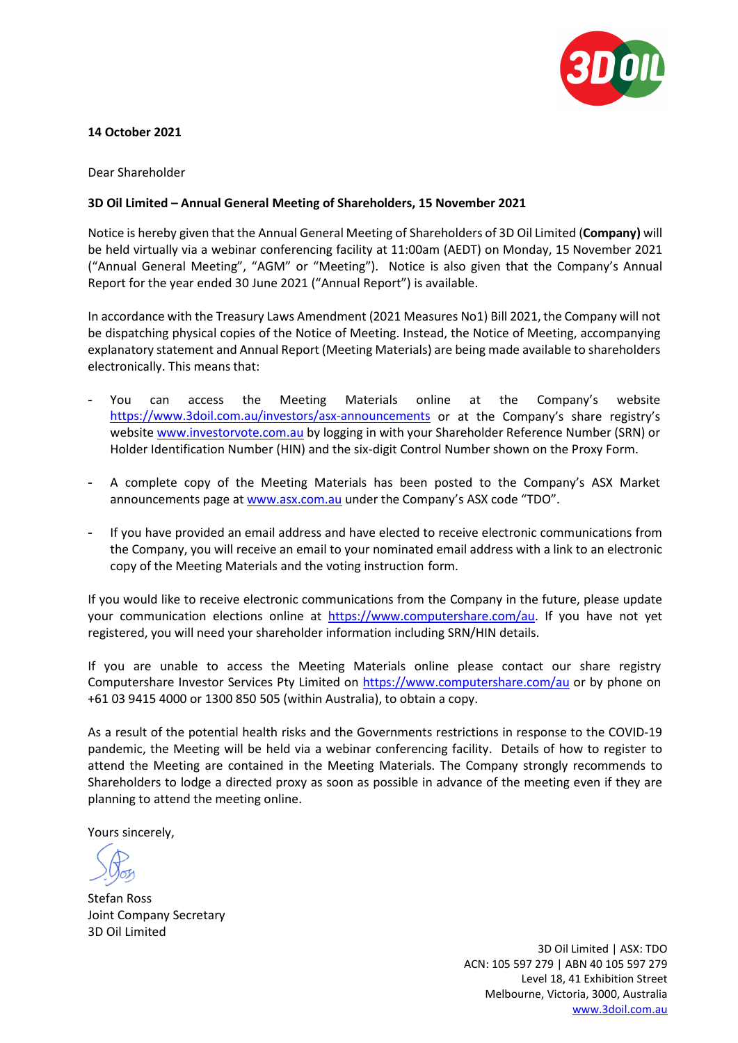**14 October 2021**

Dear Shareholder

**3D Oil Limited – Annual General Meeting of Shareholders, 15 November 2021**

Notice is hereby given that the Annual General Meeting of Shareholders of 3D Oil Limited (**Company)** will be held virtually via a webinar conferencing facility at 11:00am (AEDT) on Monday, 15 November 2021 ("Annual General Meeting", "AGM" or "Meeting"). Notice is also given that the Company's Annual Report for the year ended 30 June 2021 ("Annual Report") is available.

In accordance with the Treasury Laws Amendment (2021 Measures No1) Bill 2021, the Company will not be dispatching physical copies of the Notice of Meeting. Instead, the Notice of Meeting, accompanying explanatory statement and Annual Report (Meeting Materials) are being made available to shareholders electronically. This means that:

- You can access the Meeting Materials online at the Company's website https://www.3doil.com.au/investors/asx-announcements or at the Company's share registry's website www.investorvote.com.au by logging in with your Shareholder Reference Number (SRN) or Holder Identification Number (HIN) and the six-digit Control Number shown on the Proxy Form.

- A complete copy of the Meeting Materials has been posted to the Company's ASX Market announcements page at www.asx.com.au under the Company's ASX code "TDO".

- If you have provided an email address and have elected to receive electronic communications from the Company, you will receive an email to your nominated email address with a link to an electronic copy of the Meeting Materials and the voting instruction form.

If you would like to receive electronic communications from the Company in the future, please update your communication elections online at https://www.computershare.com/au. If you have not yet registered, you will need your shareholder information including SRN/HIN details.

If you are unable to access the Meeting Materials online please contact our share registry Computershare Investor Services Pty Limited on https://www.computershare.com/au or by phone on +61 03 9415 4000 or 1300 850 505 (within Australia), to obtain a copy.

As a result of the potential health risks and the Governments restrictions in response to the COVID-19 pandemic, the Meeting will be held via a webinar conferencing facility. Details of how to register to attend the Meeting are contained in the Meeting Materials. The Company strongly recommends to Shareholders to lodge a directed proxy as soon as possible in advance of the meeting even if they are planning to attend the meeting online.

Yours sincerely,

Stefan Ross
Joint Company Secretary
3D Oil Limited

3D Oil Limited | ASX: TDO
ACN: 105 597 279 | ABN 40 105 597 279
Level 18, 41 Exhibition Street
Melbourne, Victoria, 3000, Australia
www.3doil.com.au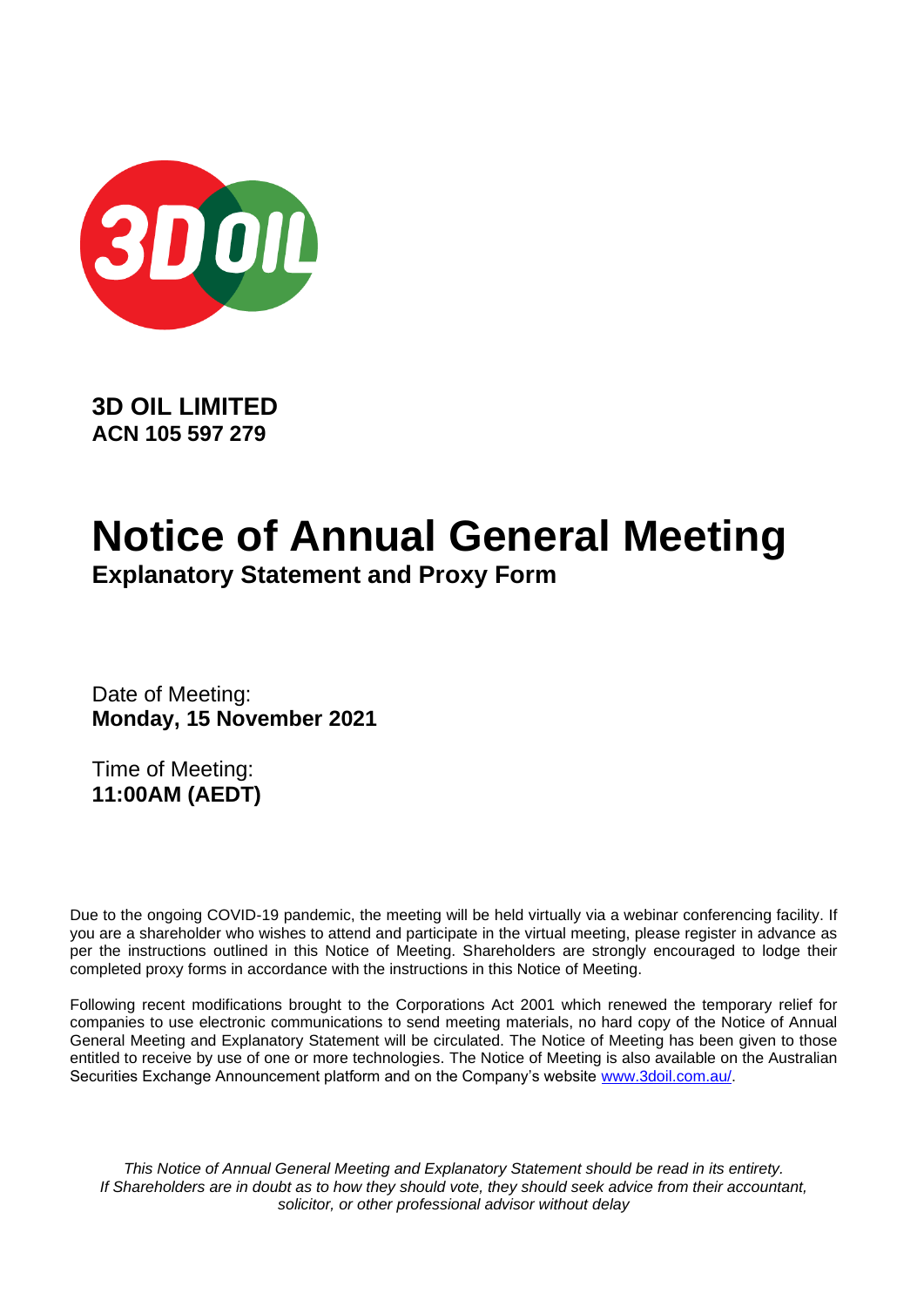**3D OIL LIMITED**
**ACN 105 597 279**

# Notice of Annual General Meeting

## Explanatory Statement and Proxy Form

Date of Meeting:
**Monday, 15 November 2021**

Time of Meeting:
**11:00AM (AEDT)**

Due to the ongoing COVID-19 pandemic, the meeting will be held virtually via a webinar conferencing facility. If you are a shareholder who wishes to attend and participate in the virtual meeting, please register in advance as per the instructions outlined in this Notice of Meeting. Shareholders are strongly encouraged to lodge their completed proxy forms in accordance with the instructions in this Notice of Meeting.

Following recent modifications brought to the Corporations Act 2001 which renewed the temporary relief for companies to use electronic communications to send meeting materials, no hard copy of the Notice of Annual General Meeting and Explanatory Statement will be circulated. The Notice of Meeting has been given to those entitled to receive by use of one or more technologies. The Notice of Meeting is also available on the Australian Securities Exchange Announcement platform and on the Company's website [www.3doil.com.au/](http://www.3doil.com.au/).

*This Notice of Annual General Meeting and Explanatory Statement should be read in its entirety. If Shareholders are in doubt as to how they should vote, they should seek advice from their accountant, solicitor, or other professional advisor without delay*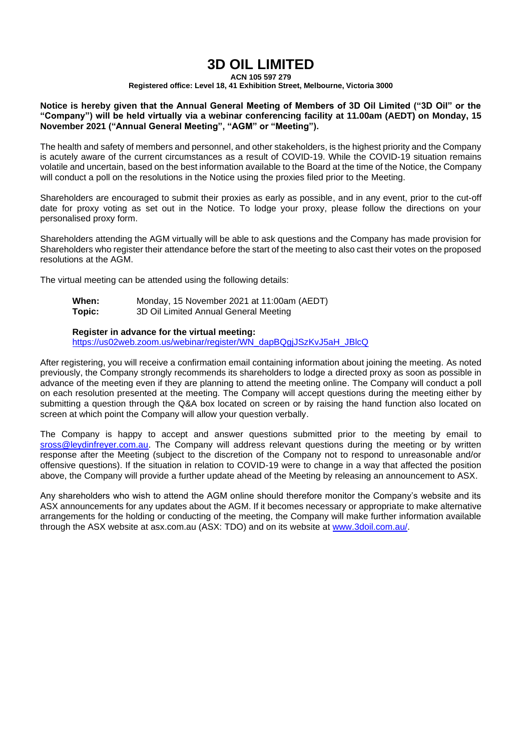# 3D OIL LIMITED

**ACN 105 597 279**

**Registered office: Level 18, 41 Exhibition Street, Melbourne, Victoria 3000**

**Notice is hereby given that the Annual General Meeting of Members of 3D Oil Limited ("3D Oil" or the "Company") will be held virtually via a webinar conferencing facility at 11.00am (AEDT) on Monday, 15 November 2021 ("Annual General Meeting", "AGM" or "Meeting").**

The health and safety of members and personnel, and other stakeholders, is the highest priority and the Company is acutely aware of the current circumstances as a result of COVID-19. While the COVID-19 situation remains volatile and uncertain, based on the best information available to the Board at the time of the Notice, the Company will conduct a poll on the resolutions in the Notice using the proxies filed prior to the Meeting.

Shareholders are encouraged to submit their proxies as early as possible, and in any event, prior to the cut-off date for proxy voting as set out in the Notice. To lodge your proxy, please follow the directions on your personalised proxy form.

Shareholders attending the AGM virtually will be able to ask questions and the Company has made provision for Shareholders who register their attendance before the start of the meeting to also cast their votes on the proposed resolutions at the AGM.

The virtual meeting can be attended using the following details:

**When:** Monday, 15 November 2021 at 11:00am (AEDT)
**Topic:** 3D Oil Limited Annual General Meeting

**Register in advance for the virtual meeting:**
https://us02web.zoom.us/webinar/register/WN_dapBQgjJSzKvJ5aH_JBlcQ

After registering, you will receive a confirmation email containing information about joining the meeting. As noted previously, the Company strongly recommends its shareholders to lodge a directed proxy as soon as possible in advance of the meeting even if they are planning to attend the meeting online. The Company will conduct a poll on each resolution presented at the meeting. The Company will accept questions during the meeting either by submitting a question through the Q&A box located on screen or by raising the hand function also located on screen at which point the Company will allow your question verbally.

The Company is happy to accept and answer questions submitted prior to the meeting by email to sross@leydinfreyer.com.au. The Company will address relevant questions during the meeting or by written response after the Meeting (subject to the discretion of the Company not to respond to unreasonable and/or offensive questions). If the situation in relation to COVID-19 were to change in a way that affected the position above, the Company will provide a further update ahead of the Meeting by releasing an announcement to ASX.

Any shareholders who wish to attend the AGM online should therefore monitor the Company's website and its ASX announcements for any updates about the AGM. If it becomes necessary or appropriate to make alternative arrangements for the holding or conducting of the meeting, the Company will make further information available through the ASX website at asx.com.au (ASX: TDO) and on its website at www.3doil.com.au/.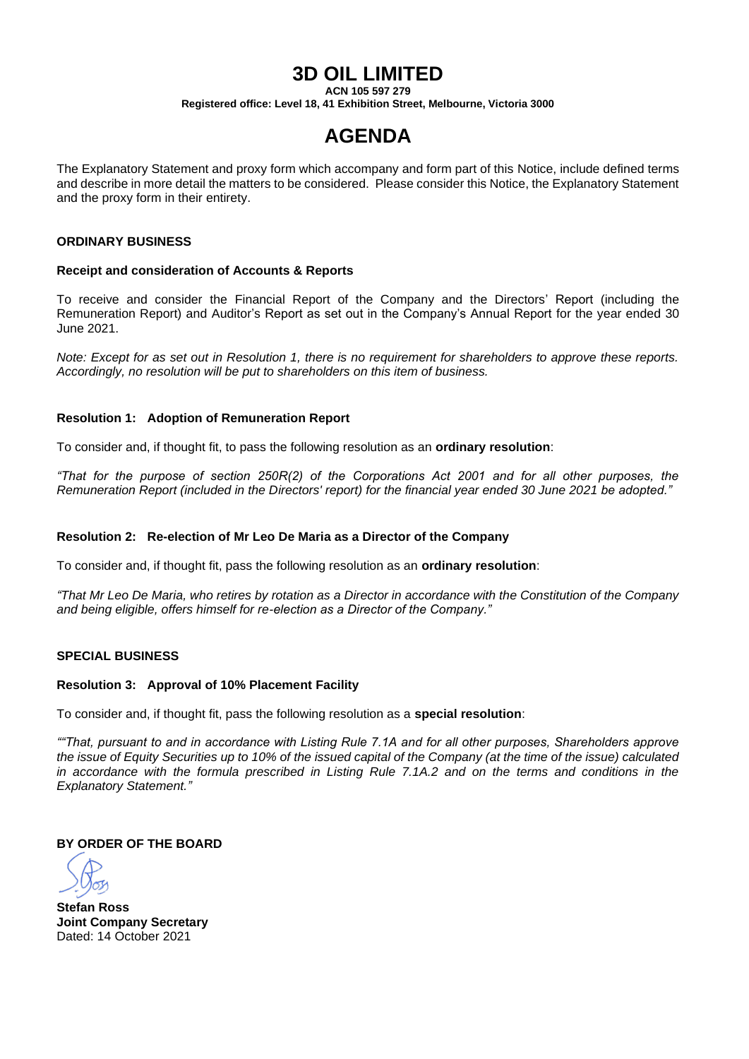# 3D OIL LIMITED

**ACN 105 597 279**

**Registered office: Level 18, 41 Exhibition Street, Melbourne, Victoria 3000**

# AGENDA

The Explanatory Statement and proxy form which accompany and form part of this Notice, include defined terms and describe in more detail the matters to be considered. Please consider this Notice, the Explanatory Statement and the proxy form in their entirety.

## ORDINARY BUSINESS

### Receipt and consideration of Accounts & Reports

To receive and consider the Financial Report of the Company and the Directors' Report (including the Remuneration Report) and Auditor's Report as set out in the Company's Annual Report for the year ended 30 June 2021.

*Note: Except for as set out in Resolution 1, there is no requirement for shareholders to approve these reports. Accordingly, no resolution will be put to shareholders on this item of business.*

### Resolution 1: Adoption of Remuneration Report

To consider and, if thought fit, to pass the following resolution as an **ordinary resolution**:

*"That for the purpose of section 250R(2) of the Corporations Act 2001 and for all other purposes, the Remuneration Report (included in the Directors' report) for the financial year ended 30 June 2021 be adopted."*

### Resolution 2: Re-election of Mr Leo De Maria as a Director of the Company

To consider and, if thought fit, pass the following resolution as an **ordinary resolution**:

*"That Mr Leo De Maria, who retires by rotation as a Director in accordance with the Constitution of the Company and being eligible, offers himself for re-election as a Director of the Company."*

## SPECIAL BUSINESS

### Resolution 3: Approval of 10% Placement Facility

To consider and, if thought fit, pass the following resolution as a **special resolution**:

*""That, pursuant to and in accordance with Listing Rule 7.1A and for all other purposes, Shareholders approve the issue of Equity Securities up to 10% of the issued capital of the Company (at the time of the issue) calculated in accordance with the formula prescribed in Listing Rule 7.1A.2 and on the terms and conditions in the Explanatory Statement."*

**BY ORDER OF THE BOARD**

**Stefan Ross**
**Joint Company Secretary**
Dated: 14 October 2021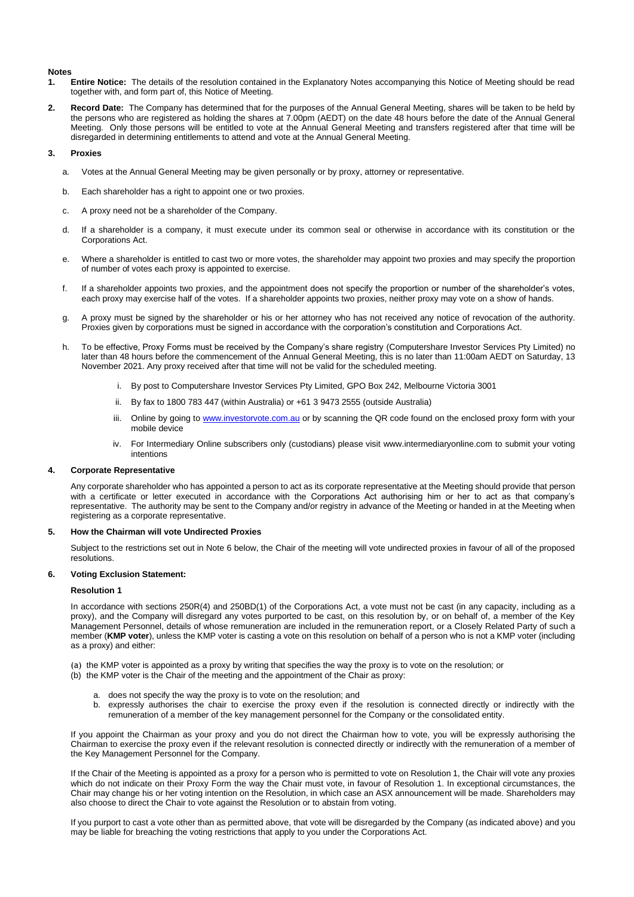**Notes**

1. **Entire Notice:** The details of the resolution contained in the Explanatory Notes accompanying this Notice of Meeting should be read together with, and form part of, this Notice of Meeting.

2. **Record Date:** The Company has determined that for the purposes of the Annual General Meeting, shares will be taken to be held by the persons who are registered as holding the shares at 7.00pm (AEDT) on the date 48 hours before the date of the Annual General Meeting. Only those persons will be entitled to vote at the Annual General Meeting and transfers registered after that time will be disregarded in determining entitlements to attend and vote at the Annual General Meeting.

3. **Proxies**

   a. Votes at the Annual General Meeting may be given personally or by proxy, attorney or representative.

   b. Each shareholder has a right to appoint one or two proxies.

   c. A proxy need not be a shareholder of the Company.

   d. If a shareholder is a company, it must execute under its common seal or otherwise in accordance with its constitution or the Corporations Act.

   e. Where a shareholder is entitled to cast two or more votes, the shareholder may appoint two proxies and may specify the proportion of number of votes each proxy is appointed to exercise.

   f. If a shareholder appoints two proxies, and the appointment does not specify the proportion or number of the shareholder's votes, each proxy may exercise half of the votes. If a shareholder appoints two proxies, neither proxy may vote on a show of hands.

   g. A proxy must be signed by the shareholder or his or her attorney who has not received any notice of revocation of the authority. Proxies given by corporations must be signed in accordance with the corporation's constitution and Corporations Act.

   h. To be effective, Proxy Forms must be received by the Company's share registry (Computershare Investor Services Pty Limited) no later than 48 hours before the commencement of the Annual General Meeting, this is no later than 11:00am AEDT on Saturday, 13 November 2021. Any proxy received after that time will not be valid for the scheduled meeting.

      i. By post to Computershare Investor Services Pty Limited, GPO Box 242, Melbourne Victoria 3001

      ii. By fax to 1800 783 447 (within Australia) or +61 3 9473 2555 (outside Australia)

      iii. Online by going to www.investorvote.com.au or by scanning the QR code found on the enclosed proxy form with your mobile device

      iv. For Intermediary Online subscribers only (custodians) please visit www.intermediaryonline.com to submit your voting intentions

4. **Corporate Representative**

   Any corporate shareholder who has appointed a person to act as its corporate representative at the Meeting should provide that person with a certificate or letter executed in accordance with the Corporations Act authorising him or her to act as that company's representative. The authority may be sent to the Company and/or registry in advance of the Meeting or handed in at the Meeting when registering as a corporate representative.

5. **How the Chairman will vote Undirected Proxies**

   Subject to the restrictions set out in Note 6 below, the Chair of the meeting will vote undirected proxies in favour of all of the proposed resolutions.

6. **Voting Exclusion Statement:**

   **Resolution 1**

   In accordance with sections 250R(4) and 250BD(1) of the Corporations Act, a vote must not be cast (in any capacity, including as a proxy), and the Company will disregard any votes purported to be cast, on this resolution by, or on behalf of, a member of the Key Management Personnel, details of whose remuneration are included in the remuneration report, or a Closely Related Party of such a member (**KMP voter**), unless the KMP voter is casting a vote on this resolution on behalf of a person who is not a KMP voter (including as a proxy) and either:

   (a) the KMP voter is appointed as a proxy by writing that specifies the way the proxy is to vote on the resolution; or

   (b) the KMP voter is the Chair of the meeting and the appointment of the Chair as proxy:

      a. does not specify the way the proxy is to vote on the resolution; and

      b. expressly authorises the chair to exercise the proxy even if the resolution is connected directly or indirectly with the remuneration of a member of the key management personnel for the Company or the consolidated entity.

   If you appoint the Chairman as your proxy and you do not direct the Chairman how to vote, you will be expressly authorising the Chairman to exercise the proxy even if the relevant resolution is connected directly or indirectly with the remuneration of a member of the Key Management Personnel for the Company.

   If the Chair of the Meeting is appointed as a proxy for a person who is permitted to vote on Resolution 1, the Chair will vote any proxies which do not indicate on their Proxy Form the way the Chair must vote, in favour of Resolution 1. In exceptional circumstances, the Chair may change his or her voting intention on the Resolution, in which case an ASX announcement will be made. Shareholders may also choose to direct the Chair to vote against the Resolution or to abstain from voting.

   If you purport to cast a vote other than as permitted above, that vote will be disregarded by the Company (as indicated above) and you may be liable for breaching the voting restrictions that apply to you under the Corporations Act.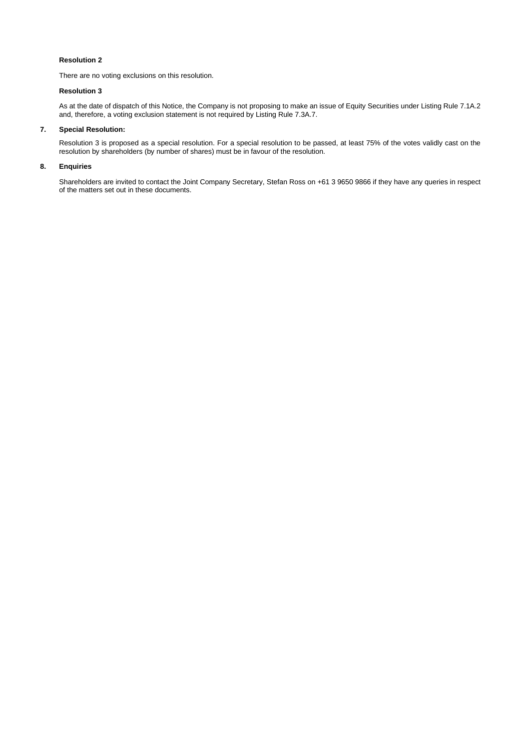**Resolution 2**

There are no voting exclusions on this resolution.

**Resolution 3**

As at the date of dispatch of this Notice, the Company is not proposing to make an issue of Equity Securities under Listing Rule 7.1A.2 and, therefore, a voting exclusion statement is not required by Listing Rule 7.3A.7.

## 7. Special Resolution:

Resolution 3 is proposed as a special resolution. For a special resolution to be passed, at least 75% of the votes validly cast on the resolution by shareholders (by number of shares) must be in favour of the resolution.

## 8. Enquiries

Shareholders are invited to contact the Joint Company Secretary, Stefan Ross on +61 3 9650 9866 if they have any queries in respect of the matters set out in these documents.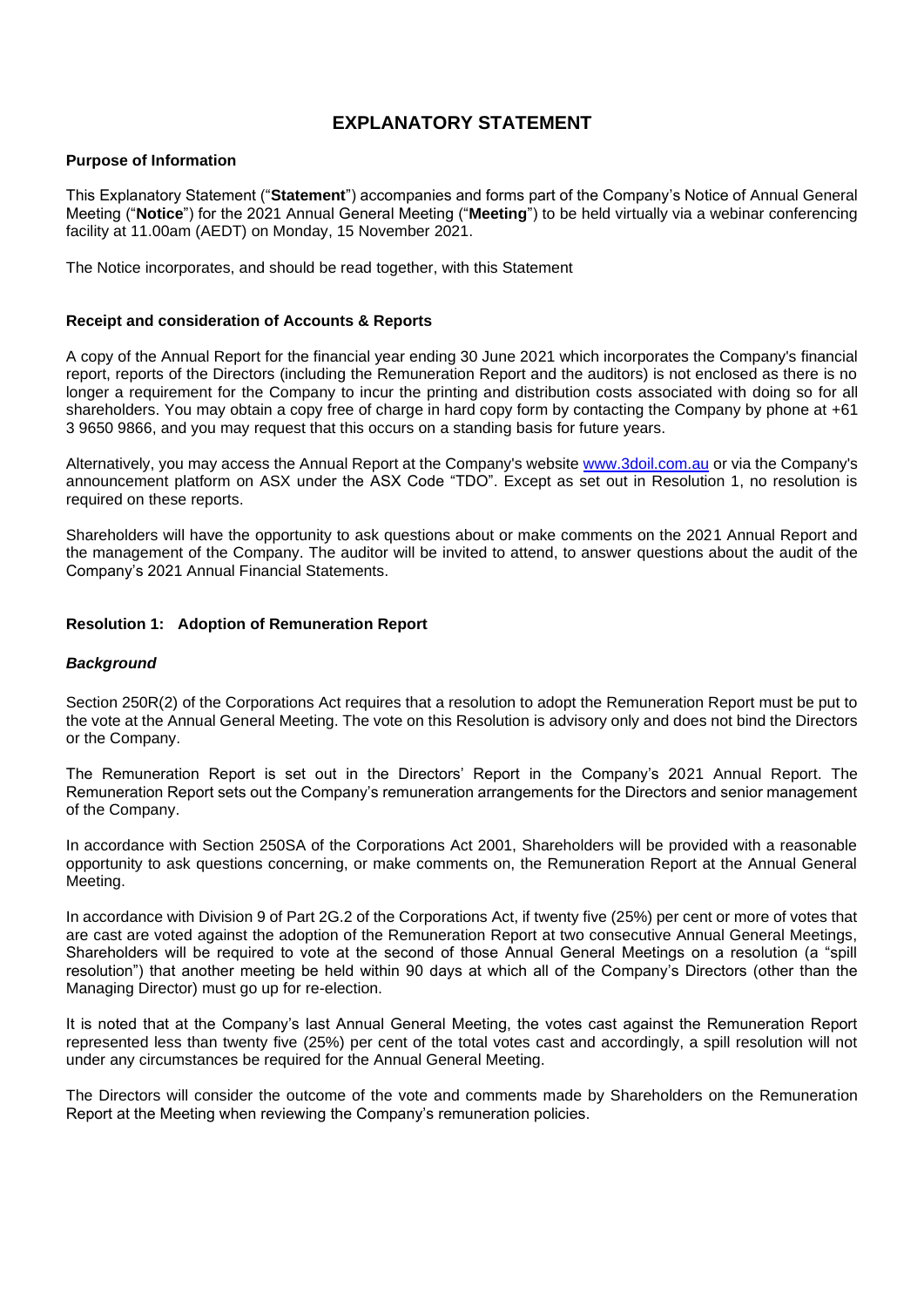# EXPLANATORY STATEMENT

**Purpose of Information**

This Explanatory Statement ("**Statement**") accompanies and forms part of the Company's Notice of Annual General Meeting ("**Notice**") for the 2021 Annual General Meeting ("**Meeting**") to be held virtually via a webinar conferencing facility at 11.00am (AEDT) on Monday, 15 November 2021.

The Notice incorporates, and should be read together, with this Statement

**Receipt and consideration of Accounts & Reports**

A copy of the Annual Report for the financial year ending 30 June 2021 which incorporates the Company's financial report, reports of the Directors (including the Remuneration Report and the auditors) is not enclosed as there is no longer a requirement for the Company to incur the printing and distribution costs associated with doing so for all shareholders. You may obtain a copy free of charge in hard copy form by contacting the Company by phone at +61 3 9650 9866, and you may request that this occurs on a standing basis for future years.

Alternatively, you may access the Annual Report at the Company's website www.3doil.com.au or via the Company's announcement platform on ASX under the ASX Code "TDO". Except as set out in Resolution 1, no resolution is required on these reports.

Shareholders will have the opportunity to ask questions about or make comments on the 2021 Annual Report and the management of the Company. The auditor will be invited to attend, to answer questions about the audit of the Company's 2021 Annual Financial Statements.

**Resolution 1: Adoption of Remuneration Report**

***Background***

Section 250R(2) of the Corporations Act requires that a resolution to adopt the Remuneration Report must be put to the vote at the Annual General Meeting. The vote on this Resolution is advisory only and does not bind the Directors or the Company.

The Remuneration Report is set out in the Directors' Report in the Company's 2021 Annual Report. The Remuneration Report sets out the Company's remuneration arrangements for the Directors and senior management of the Company.

In accordance with Section 250SA of the Corporations Act 2001, Shareholders will be provided with a reasonable opportunity to ask questions concerning, or make comments on, the Remuneration Report at the Annual General Meeting.

In accordance with Division 9 of Part 2G.2 of the Corporations Act, if twenty five (25%) per cent or more of votes that are cast are voted against the adoption of the Remuneration Report at two consecutive Annual General Meetings, Shareholders will be required to vote at the second of those Annual General Meetings on a resolution (a "spill resolution") that another meeting be held within 90 days at which all of the Company's Directors (other than the Managing Director) must go up for re-election.

It is noted that at the Company's last Annual General Meeting, the votes cast against the Remuneration Report represented less than twenty five (25%) per cent of the total votes cast and accordingly, a spill resolution will not under any circumstances be required for the Annual General Meeting.

The Directors will consider the outcome of the vote and comments made by Shareholders on the Remuneration Report at the Meeting when reviewing the Company's remuneration policies.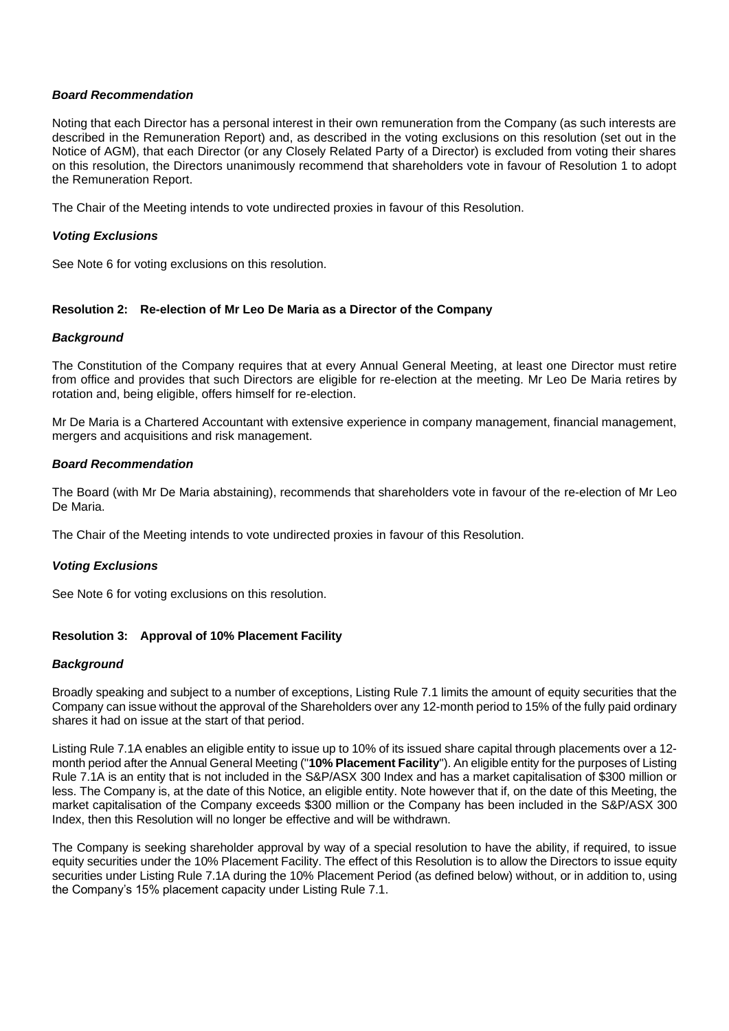### *Board Recommendation*

Noting that each Director has a personal interest in their own remuneration from the Company (as such interests are described in the Remuneration Report) and, as described in the voting exclusions on this resolution (set out in the Notice of AGM), that each Director (or any Closely Related Party of a Director) is excluded from voting their shares on this resolution, the Directors unanimously recommend that shareholders vote in favour of Resolution 1 to adopt the Remuneration Report.

The Chair of the Meeting intends to vote undirected proxies in favour of this Resolution.

### *Voting Exclusions*

See Note 6 for voting exclusions on this resolution.

## Resolution 2: Re-election of Mr Leo De Maria as a Director of the Company

### *Background*

The Constitution of the Company requires that at every Annual General Meeting, at least one Director must retire from office and provides that such Directors are eligible for re-election at the meeting. Mr Leo De Maria retires by rotation and, being eligible, offers himself for re-election.

Mr De Maria is a Chartered Accountant with extensive experience in company management, financial management, mergers and acquisitions and risk management.

### *Board Recommendation*

The Board (with Mr De Maria abstaining), recommends that shareholders vote in favour of the re-election of Mr Leo De Maria.

The Chair of the Meeting intends to vote undirected proxies in favour of this Resolution.

### *Voting Exclusions*

See Note 6 for voting exclusions on this resolution.

## Resolution 3: Approval of 10% Placement Facility

### *Background*

Broadly speaking and subject to a number of exceptions, Listing Rule 7.1 limits the amount of equity securities that the Company can issue without the approval of the Shareholders over any 12-month period to 15% of the fully paid ordinary shares it had on issue at the start of that period.

Listing Rule 7.1A enables an eligible entity to issue up to 10% of its issued share capital through placements over a 12-month period after the Annual General Meeting ("**10% Placement Facility**"). An eligible entity for the purposes of Listing Rule 7.1A is an entity that is not included in the S&P/ASX 300 Index and has a market capitalisation of $300 million or less. The Company is, at the date of this Notice, an eligible entity. Note however that if, on the date of this Meeting, the market capitalisation of the Company exceeds $300 million or the Company has been included in the S&P/ASX 300 Index, then this Resolution will no longer be effective and will be withdrawn.

The Company is seeking shareholder approval by way of a special resolution to have the ability, if required, to issue equity securities under the 10% Placement Facility. The effect of this Resolution is to allow the Directors to issue equity securities under Listing Rule 7.1A during the 10% Placement Period (as defined below) without, or in addition to, using the Company's 15% placement capacity under Listing Rule 7.1.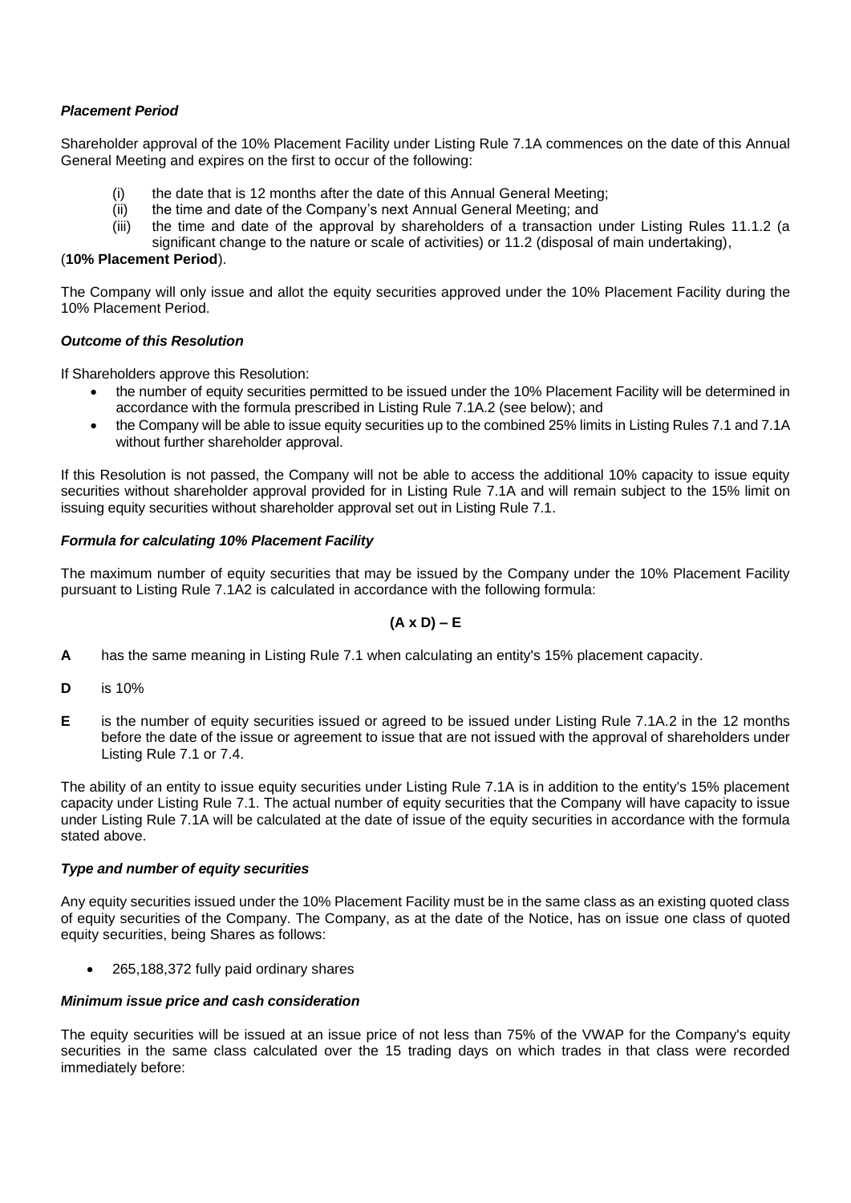### *Placement Period*

Shareholder approval of the 10% Placement Facility under Listing Rule 7.1A commences on the date of this Annual General Meeting and expires on the first to occur of the following:

- (i) the date that is 12 months after the date of this Annual General Meeting;
- (ii) the time and date of the Company's next Annual General Meeting; and
- (iii) the time and date of the approval by shareholders of a transaction under Listing Rules 11.1.2 (a significant change to the nature or scale of activities) or 11.2 (disposal of main undertaking),

(**10% Placement Period**).

The Company will only issue and allot the equity securities approved under the 10% Placement Facility during the 10% Placement Period.

### *Outcome of this Resolution*

If Shareholders approve this Resolution:

- the number of equity securities permitted to be issued under the 10% Placement Facility will be determined in accordance with the formula prescribed in Listing Rule 7.1A.2 (see below); and
- the Company will be able to issue equity securities up to the combined 25% limits in Listing Rules 7.1 and 7.1A without further shareholder approval.

If this Resolution is not passed, the Company will not be able to access the additional 10% capacity to issue equity securities without shareholder approval provided for in Listing Rule 7.1A and will remain subject to the 15% limit on issuing equity securities without shareholder approval set out in Listing Rule 7.1.

### *Formula for calculating 10% Placement Facility*

The maximum number of equity securities that may be issued by the Company under the 10% Placement Facility pursuant to Listing Rule 7.1A2 is calculated in accordance with the following formula:

$$(A \times D) - E$$

**A** has the same meaning in Listing Rule 7.1 when calculating an entity's 15% placement capacity.

**D** is 10%

**E** is the number of equity securities issued or agreed to be issued under Listing Rule 7.1A.2 in the 12 months before the date of the issue or agreement to issue that are not issued with the approval of shareholders under Listing Rule 7.1 or 7.4.

The ability of an entity to issue equity securities under Listing Rule 7.1A is in addition to the entity's 15% placement capacity under Listing Rule 7.1. The actual number of equity securities that the Company will have capacity to issue under Listing Rule 7.1A will be calculated at the date of issue of the equity securities in accordance with the formula stated above.

### *Type and number of equity securities*

Any equity securities issued under the 10% Placement Facility must be in the same class as an existing quoted class of equity securities of the Company. The Company, as at the date of the Notice, has on issue one class of quoted equity securities, being Shares as follows:

- 265,188,372 fully paid ordinary shares

### *Minimum issue price and cash consideration*

The equity securities will be issued at an issue price of not less than 75% of the VWAP for the Company's equity securities in the same class calculated over the 15 trading days on which trades in that class were recorded immediately before: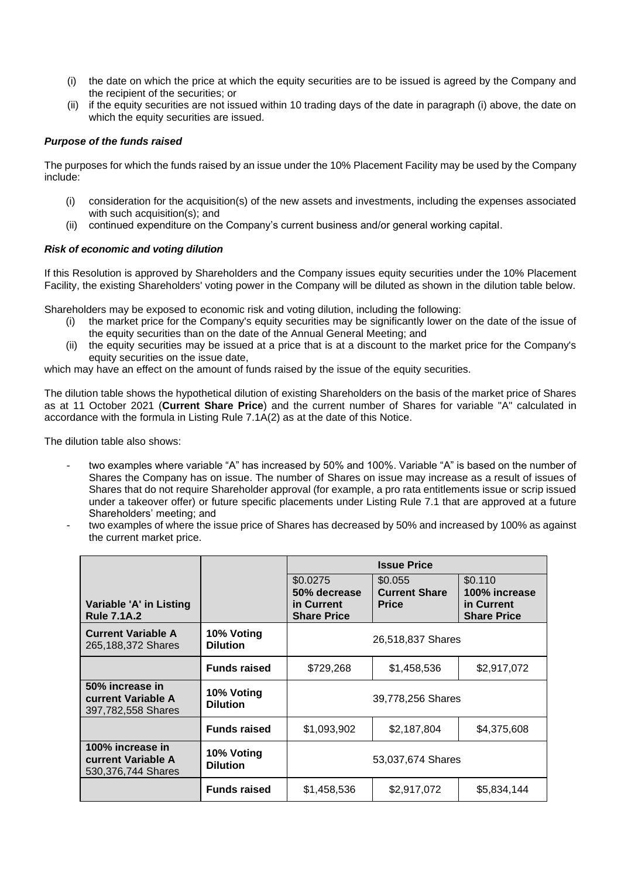(i) the date on which the price at which the equity securities are to be issued is agreed by the Company and the recipient of the securities; or
(ii) if the equity securities are not issued within 10 trading days of the date in paragraph (i) above, the date on which the equity securities are issued.

***Purpose of the funds raised***

The purposes for which the funds raised by an issue under the 10% Placement Facility may be used by the Company include:

(i) consideration for the acquisition(s) of the new assets and investments, including the expenses associated with such acquisition(s); and
(ii) continued expenditure on the Company's current business and/or general working capital.

***Risk of economic and voting dilution***

If this Resolution is approved by Shareholders and the Company issues equity securities under the 10% Placement Facility, the existing Shareholders' voting power in the Company will be diluted as shown in the dilution table below.

Shareholders may be exposed to economic risk and voting dilution, including the following:

(i) the market price for the Company's equity securities may be significantly lower on the date of the issue of the equity securities than on the date of the Annual General Meeting; and
(ii) the equity securities may be issued at a price that is at a discount to the market price for the Company's equity securities on the issue date,

which may have an effect on the amount of funds raised by the issue of the equity securities.

The dilution table shows the hypothetical dilution of existing Shareholders on the basis of the market price of Shares as at 11 October 2021 (**Current Share Price**) and the current number of Shares for variable "A" calculated in accordance with the formula in Listing Rule 7.1A(2) as at the date of this Notice.

The dilution table also shows:

- two examples where variable "A" has increased by 50% and 100%. Variable "A" is based on the number of Shares the Company has on issue. The number of Shares on issue may increase as a result of issues of Shares that do not require Shareholder approval (for example, a pro rata entitlements issue or scrip issued under a takeover offer) or future specific placements under Listing Rule 7.1 that are approved at a future Shareholders' meeting; and
- two examples of where the issue price of Shares has decreased by 50% and increased by 100% as against the current market price.

| | | **Issue Price** | | |
|---|---|---|---|---|
| **Variable 'A' in Listing Rule 7.1A.2** | | $0.0275 **50% decrease in Current Share Price** | $0.055 **Current Share Price** | $0.110 **100% increase in Current Share Price** |
| **Current Variable A** 265,188,372 Shares | **10% Voting Dilution** | 26,518,837 Shares | | |
| | **Funds raised** | $729,268 | $1,458,536 | $2,917,072 |
| **50% increase in current Variable A** 397,782,558 Shares | **10% Voting Dilution** | 39,778,256 Shares | | |
| | **Funds raised** | $1,093,902 | $2,187,804 | $4,375,608 |
| **100% increase in current Variable A** 530,376,744 Shares | **10% Voting Dilution** | 53,037,674 Shares | | |
| | **Funds raised** | $1,458,536 | $2,917,072 | $5,834,144 |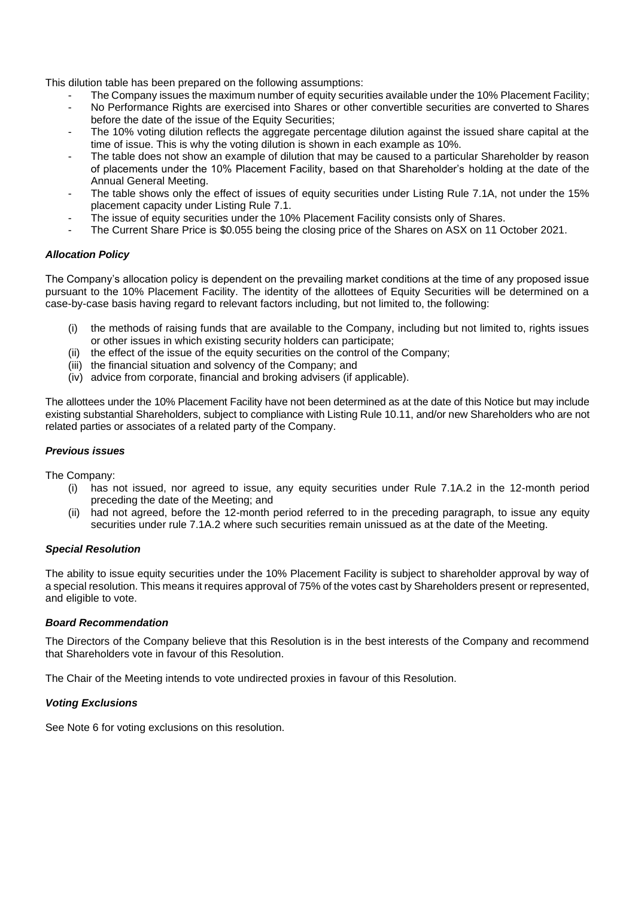This dilution table has been prepared on the following assumptions:

- The Company issues the maximum number of equity securities available under the 10% Placement Facility;
- No Performance Rights are exercised into Shares or other convertible securities are converted to Shares before the date of the issue of the Equity Securities;
- The 10% voting dilution reflects the aggregate percentage dilution against the issued share capital at the time of issue. This is why the voting dilution is shown in each example as 10%.
- The table does not show an example of dilution that may be caused to a particular Shareholder by reason of placements under the 10% Placement Facility, based on that Shareholder's holding at the date of the Annual General Meeting.
- The table shows only the effect of issues of equity securities under Listing Rule 7.1A, not under the 15% placement capacity under Listing Rule 7.1.
- The issue of equity securities under the 10% Placement Facility consists only of Shares.
- The Current Share Price is \$0.055 being the closing price of the Shares on ASX on 11 October 2021.

***Allocation Policy***

The Company's allocation policy is dependent on the prevailing market conditions at the time of any proposed issue pursuant to the 10% Placement Facility. The identity of the allottees of Equity Securities will be determined on a case-by-case basis having regard to relevant factors including, but not limited to, the following:

(i) the methods of raising funds that are available to the Company, including but not limited to, rights issues or other issues in which existing security holders can participate;
(ii) the effect of the issue of the equity securities on the control of the Company;
(iii) the financial situation and solvency of the Company; and
(iv) advice from corporate, financial and broking advisers (if applicable).

The allottees under the 10% Placement Facility have not been determined as at the date of this Notice but may include existing substantial Shareholders, subject to compliance with Listing Rule 10.11, and/or new Shareholders who are not related parties or associates of a related party of the Company.

***Previous issues***

The Company:

(i) has not issued, nor agreed to issue, any equity securities under Rule 7.1A.2 in the 12-month period preceding the date of the Meeting; and
(ii) had not agreed, before the 12-month period referred to in the preceding paragraph, to issue any equity securities under rule 7.1A.2 where such securities remain unissued as at the date of the Meeting.

***Special Resolution***

The ability to issue equity securities under the 10% Placement Facility is subject to shareholder approval by way of a special resolution. This means it requires approval of 75% of the votes cast by Shareholders present or represented, and eligible to vote.

***Board Recommendation***

The Directors of the Company believe that this Resolution is in the best interests of the Company and recommend that Shareholders vote in favour of this Resolution.

The Chair of the Meeting intends to vote undirected proxies in favour of this Resolution.

***Voting Exclusions***

See Note 6 for voting exclusions on this resolution.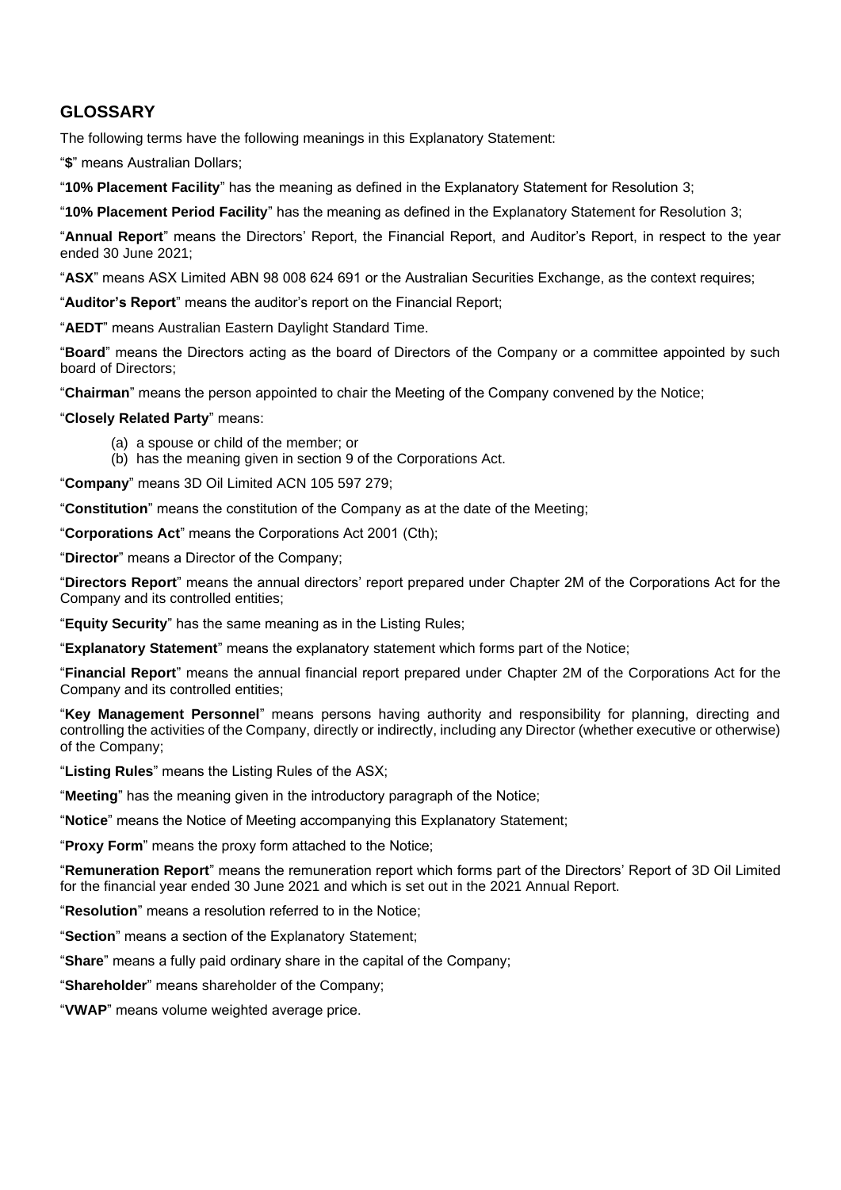## GLOSSARY

The following terms have the following meanings in this Explanatory Statement:

"**$**" means Australian Dollars;

"**10% Placement Facility**" has the meaning as defined in the Explanatory Statement for Resolution 3;

"**10% Placement Period Facility**" has the meaning as defined in the Explanatory Statement for Resolution 3;

"**Annual Report**" means the Directors' Report, the Financial Report, and Auditor's Report, in respect to the year ended 30 June 2021;

"**ASX**" means ASX Limited ABN 98 008 624 691 or the Australian Securities Exchange, as the context requires;

"**Auditor's Report**" means the auditor's report on the Financial Report;

"**AEDT**" means Australian Eastern Daylight Standard Time.

"**Board**" means the Directors acting as the board of Directors of the Company or a committee appointed by such board of Directors;

"**Chairman**" means the person appointed to chair the Meeting of the Company convened by the Notice;

"**Closely Related Party**" means:

(a) a spouse or child of the member; or
(b) has the meaning given in section 9 of the Corporations Act.

"**Company**" means 3D Oil Limited ACN 105 597 279;

"**Constitution**" means the constitution of the Company as at the date of the Meeting;

"**Corporations Act**" means the Corporations Act 2001 (Cth);

"**Director**" means a Director of the Company;

"**Directors Report**" means the annual directors' report prepared under Chapter 2M of the Corporations Act for the Company and its controlled entities;

"**Equity Security**" has the same meaning as in the Listing Rules;

"**Explanatory Statement**" means the explanatory statement which forms part of the Notice;

"**Financial Report**" means the annual financial report prepared under Chapter 2M of the Corporations Act for the Company and its controlled entities;

"**Key Management Personnel**" means persons having authority and responsibility for planning, directing and controlling the activities of the Company, directly or indirectly, including any Director (whether executive or otherwise) of the Company;

"**Listing Rules**" means the Listing Rules of the ASX;

"**Meeting**" has the meaning given in the introductory paragraph of the Notice;

"**Notice**" means the Notice of Meeting accompanying this Explanatory Statement;

"**Proxy Form**" means the proxy form attached to the Notice;

"**Remuneration Report**" means the remuneration report which forms part of the Directors' Report of 3D Oil Limited for the financial year ended 30 June 2021 and which is set out in the 2021 Annual Report.

"**Resolution**" means a resolution referred to in the Notice;

"**Section**" means a section of the Explanatory Statement;

"**Share**" means a fully paid ordinary share in the capital of the Company;

"**Shareholder**" means shareholder of the Company;

"**VWAP**" means volume weighted average price.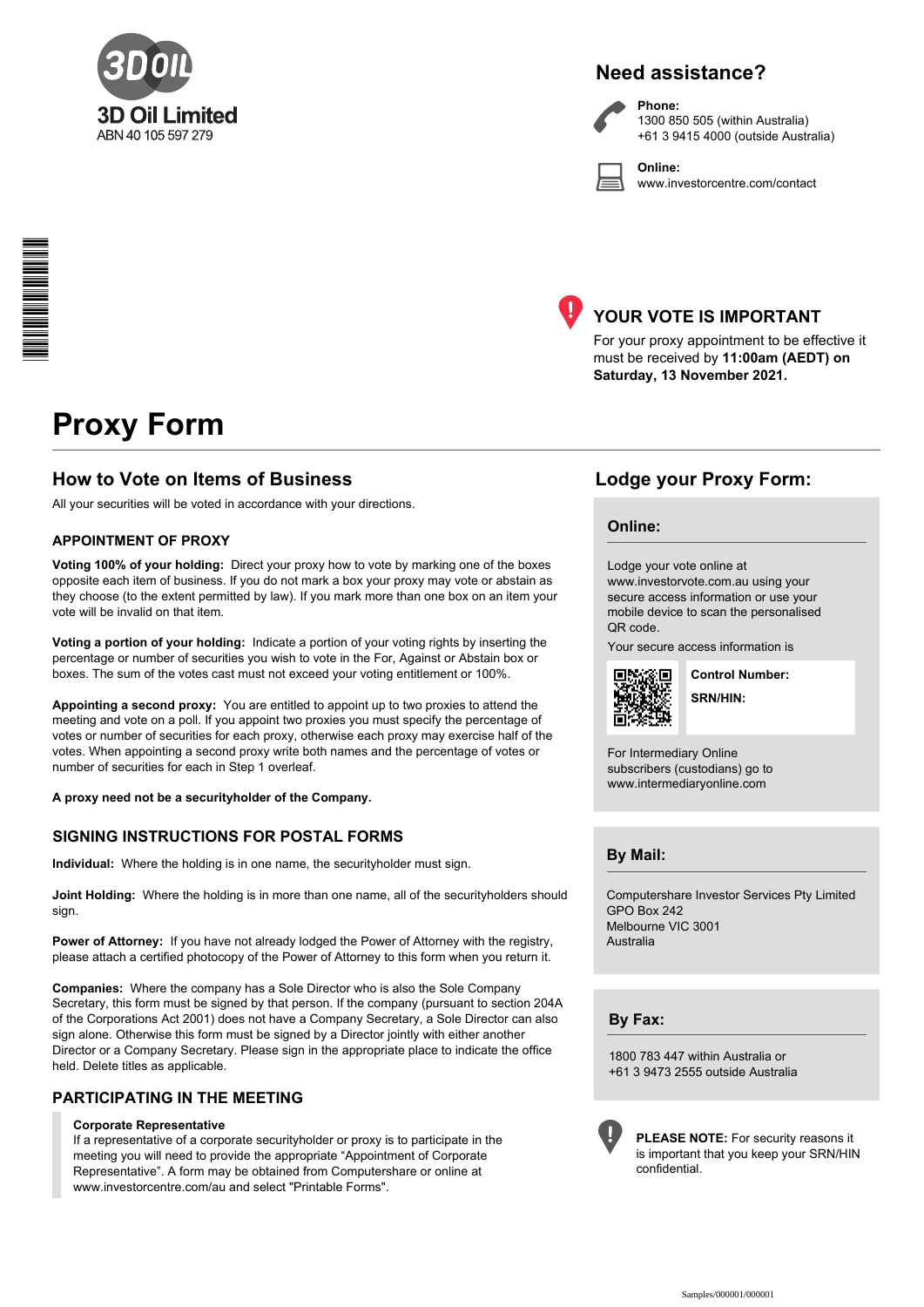**3D Oil Limited**
ABN 40 105 597 279

## Need assistance?

**Phone:**
1300 850 505 (within Australia)
+61 3 9415 4000 (outside Australia)

**Online:**
www.investorcentre.com/contact

## YOUR VOTE IS IMPORTANT

For your proxy appointment to be effective it must be received by **11:00am (AEDT) on Saturday, 13 November 2021.**

# Proxy Form

## How to Vote on Items of Business

All your securities will be voted in accordance with your directions.

### APPOINTMENT OF PROXY

**Voting 100% of your holding:** Direct your proxy how to vote by marking one of the boxes opposite each item of business. If you do not mark a box your proxy may vote or abstain as they choose (to the extent permitted by law). If you mark more than one box on an item your vote will be invalid on that item.

**Voting a portion of your holding:** Indicate a portion of your voting rights by inserting the percentage or number of securities you wish to vote in the For, Against or Abstain box or boxes. The sum of the votes cast must not exceed your voting entitlement or 100%.

**Appointing a second proxy:** You are entitled to appoint up to two proxies to attend the meeting and vote on a poll. If you appoint two proxies you must specify the percentage of votes or number of securities for each proxy, otherwise each proxy may exercise half of the votes. When appointing a second proxy write both names and the percentage of votes or number of securities for each in Step 1 overleaf.

**A proxy need not be a securityholder of the Company.**

### SIGNING INSTRUCTIONS FOR POSTAL FORMS

**Individual:** Where the holding is in one name, the securityholder must sign.

**Joint Holding:** Where the holding is in more than one name, all of the securityholders should sign.

**Power of Attorney:** If you have not already lodged the Power of Attorney with the registry, please attach a certified photocopy of the Power of Attorney to this form when you return it.

**Companies:** Where the company has a Sole Director who is also the Sole Company Secretary, this form must be signed by that person. If the company (pursuant to section 204A of the Corporations Act 2001) does not have a Company Secretary, a Sole Director can also sign alone. Otherwise this form must be signed by a Director jointly with either another Director or a Company Secretary. Please sign in the appropriate place to indicate the office held. Delete titles as applicable.

### PARTICIPATING IN THE MEETING

**Corporate Representative**
If a representative of a corporate securityholder or proxy is to participate in the meeting you will need to provide the appropriate "Appointment of Corporate Representative". A form may be obtained from Computershare or online at www.investorcentre.com/au and select "Printable Forms".

## Lodge your Proxy Form:

### Online:

Lodge your vote online at www.investorvote.com.au using your secure access information or use your mobile device to scan the personalised QR code.

Your secure access information is

**Control Number:**

**SRN/HIN:**

For Intermediary Online subscribers (custodians) go to www.intermediaryonline.com

### By Mail:

Computershare Investor Services Pty Limited
GPO Box 242
Melbourne VIC 3001
Australia

### By Fax:

1800 783 447 within Australia or
+61 3 9473 2555 outside Australia

**PLEASE NOTE:** For security reasons it is important that you keep your SRN/HIN confidential.

Samples/000001/000001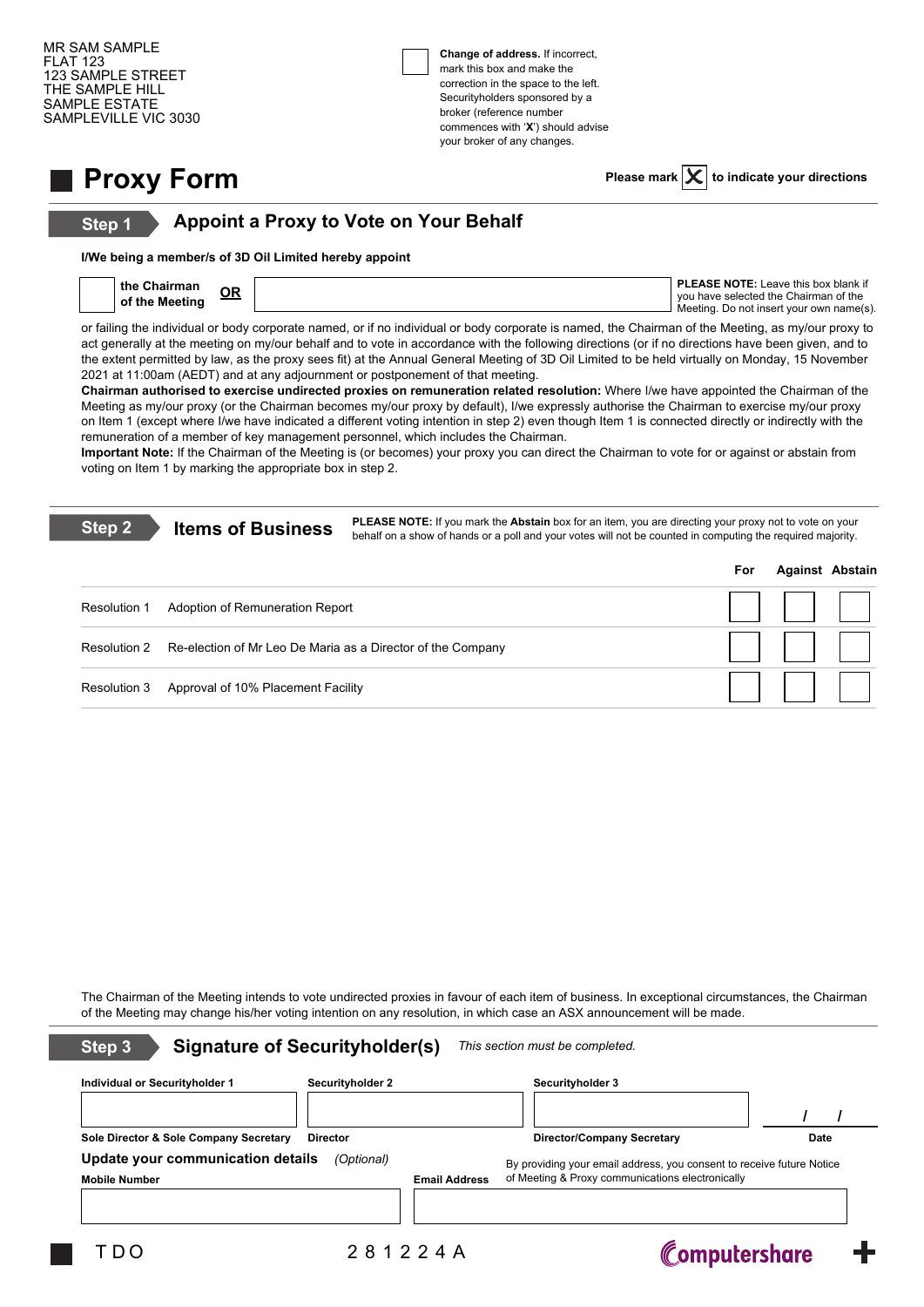MR SAM SAMPLE
FLAT 123
123 SAMPLE STREET
THE SAMPLE HILL
SAMPLE ESTATE
SAMPLEVILLE VIC 3030

☐ **Change of address.** If incorrect, mark this box and make the correction in the space to the left. Securityholders sponsored by a broker (reference number commences with '**X**') should advise your broker of any changes.

# Proxy Form

**Please mark ☒ to indicate your directions**

## Step 1 Appoint a Proxy to Vote on Your Behalf

**I/We being a member/s of 3D Oil Limited hereby appoint**

☐ **the Chairman of the Meeting** **OR** ________________

**PLEASE NOTE:** Leave this box blank if you have selected the Chairman of the Meeting. Do not insert your own name(s).

or failing the individual or body corporate named, or if no individual or body corporate is named, the Chairman of the Meeting, as my/our proxy to act generally at the meeting on my/our behalf and to vote in accordance with the following directions (or if no directions have been given, and to the extent permitted by law, as the proxy sees fit) at the Annual General Meeting of 3D Oil Limited to be held virtually on Monday, 15 November 2021 at 11:00am (AEDT) and at any adjournment or postponement of that meeting.

**Chairman authorised to exercise undirected proxies on remuneration related resolution:** Where I/we have appointed the Chairman of the Meeting as my/our proxy (or the Chairman becomes my/our proxy by default), I/we expressly authorise the Chairman to exercise my/our proxy on Item 1 (except where I/we have indicated a different voting intention in step 2) even though Item 1 is connected directly or indirectly with the remuneration of a member of key management personnel, which includes the Chairman.

**Important Note:** If the Chairman of the Meeting is (or becomes) your proxy you can direct the Chairman to vote for or against or abstain from voting on Item 1 by marking the appropriate box in step 2.

## Step 2 Items of Business

**PLEASE NOTE:** If you mark the **Abstain** box for an item, you are directing your proxy not to vote on your behalf on a show of hands or a poll and your votes will not be counted in computing the required majority.

| | | For | Against | Abstain |
|---|---|---|---|---|
| Resolution 1 | Adoption of Remuneration Report | ☐ | ☐ | ☐ |
| Resolution 2 | Re-election of Mr Leo De Maria as a Director of the Company | ☐ | ☐ | ☐ |
| Resolution 3 | Approval of 10% Placement Facility | ☐ | ☐ | ☐ |

The Chairman of the Meeting intends to vote undirected proxies in favour of each item of business. In exceptional circumstances, the Chairman of the Meeting may change his/her voting intention on any resolution, in which case an ASX announcement will be made.

## Step 3 Signature of Securityholder(s)

*This section must be completed.*

| Individual or Securityholder 1 | Securityholder 2 | Securityholder 3 | |
|---|---|---|---|
| | | | / / |
| Sole Director & Sole Company Secretary | Director | Director/Company Secretary | Date |

**Update your communication details** *(Optional)*

**Mobile Number** ________________ **Email Address** ________________

By providing your email address, you consent to receive future Notice of Meeting & Proxy communications electronically

TDO 281224A

Computershare